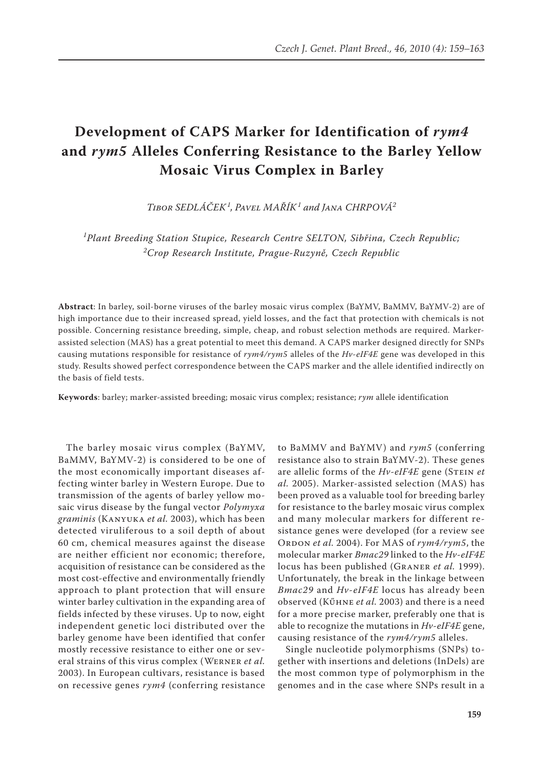# Development of CAPS Marker for Identification of *rym4* and *rym5* Alleles Conferring Resistance to the Barley Yellow Mosaic Virus Complex in Barley

*Tibor SEDLÁČEK*[1], *Pavel MAŘÍK*[1] *and Jana CHRPOVÁ*[2]

[1]*Plant Breeding Station Stupice, Research Centre SELTON, Sibřina, Czech Republic;*
[2]*Crop Research Institute, Prague-Ruzyně, Czech Republic*

**Abstract**: In barley, soil-borne viruses of the barley mosaic virus complex (BaYMV, BaMMV, BaYMV-2) are of high importance due to their increased spread, yield losses, and the fact that protection with chemicals is not possible. Concerning resistance breeding, simple, cheap, and robust selection methods are required. Marker-assisted selection (MAS) has a great potential to meet this demand. A CAPS marker designed directly for SNPs causing mutations responsible for resistance of *rym4/rym5* alleles of the *Hv-eIF4E* gene was developed in this study. Results showed perfect correspondence between the CAPS marker and the allele identified indirectly on the basis of field tests.

**Keywords**: barley; marker-assisted breeding; mosaic virus complex; resistance; *rym* allele identification

The barley mosaic virus complex (BaYMV, BaMMV, BaYMV-2) is considered to be one of the most economically important diseases affecting winter barley in Western Europe. Due to transmission of the agents of barley yellow mosaic virus disease by the fungal vector *Polymyxa graminis* (Kanyuka *et al.* 2003), which has been detected viruliferous to a soil depth of about 60 cm, chemical measures against the disease are neither efficient nor economic; therefore, acquisition of resistance can be considered as the most cost-effective and environmentally friendly approach to plant protection that will ensure winter barley cultivation in the expanding area of fields infected by these viruses. Up to now, eight independent genetic loci distributed over the barley genome have been identified that confer mostly recessive resistance to either one or several strains of this virus complex (Werner *et al.* 2003). In European cultivars, resistance is based on recessive genes *rym4* (conferring resistance to BaMMV and BaYMV) and *rym5* (conferring resistance also to strain BaYMV-2). These genes are allelic forms of the *Hv-eIF4E* gene (Stein *et al.* 2005). Marker-assisted selection (MAS) has been proved as a valuable tool for breeding barley for resistance to the barley mosaic virus complex and many molecular markers for different resistance genes were developed (for a review see Ordon *et al.* 2004). For MAS of *rym4/rym5*, the molecular marker *Bmac29* linked to the *Hv-eIF4E* locus has been published (Graner *et al.* 1999). Unfortunately, the break in the linkage between *Bmac29* and *Hv-eIF4E* locus has already been observed (Kűhne *et al.* 2003) and there is a need for a more precise marker, preferably one that is able to recognize the mutations in *Hv-eIF4E* gene, causing resistance of the *rym4/rym5* alleles.

Single nucleotide polymorphisms (SNPs) together with insertions and deletions (InDels) are the most common type of polymorphism in the genomes and in the case where SNPs result in a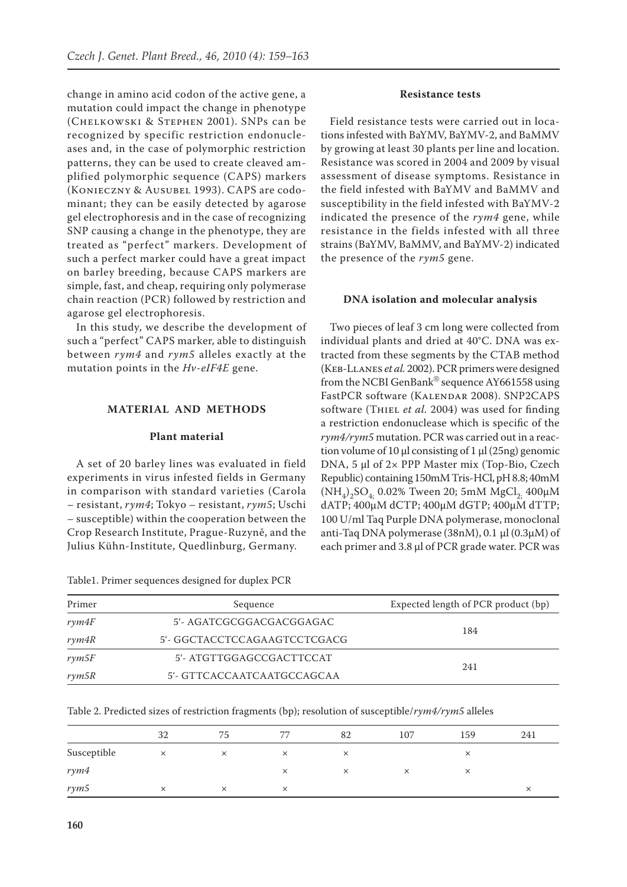change in amino acid codon of the active gene, a mutation could impact the change in phenotype (Chelkowski & Stephen 2001). SNPs can be recognized by specific restriction endonucleases and, in the case of polymorphic restriction patterns, they can be used to create cleaved amplified polymorphic sequence (CAPS) markers (Konieczny & Ausubel 1993). CAPS are codominant; they can be easily detected by agarose gel electrophoresis and in the case of recognizing SNP causing a change in the phenotype, they are treated as "perfect" markers. Development of such a perfect marker could have a great impact on barley breeding, because CAPS markers are simple, fast, and cheap, requiring only polymerase chain reaction (PCR) followed by restriction and agarose gel electrophoresis.

In this study, we describe the development of such a "perfect" CAPS marker, able to distinguish between *rym4* and *rym5* alleles exactly at the mutation points in the *Hv-eIF4E* gene.

## MATERIAL AND METHODS

### Plant material

A set of 20 barley lines was evaluated in field experiments in virus infested fields in Germany in comparison with standard varieties (Carola – resistant, *rym4*; Tokyo – resistant, *rym5*; Uschi – susceptible) within the cooperation between the Crop Research Institute, Prague-Ruzyně, and the Julius Kühn-Institute, Quedlinburg, Germany.

### Resistance tests

Field resistance tests were carried out in locations infested with BaYMV, BaYMV-2, and BaMMV by growing at least 30 plants per line and location. Resistance was scored in 2004 and 2009 by visual assessment of disease symptoms. Resistance in the field infested with BaYMV and BaMMV and susceptibility in the field infested with BaYMV-2 indicated the presence of the *rym4* gene, while resistance in the fields infested with all three strains (BaYMV, BaMMV, and BaYMV-2) indicated the presence of the *rym5* gene.

### DNA isolation and molecular analysis

Two pieces of leaf 3 cm long were collected from individual plants and dried at 40°C. DNA was extracted from these segments by the CTAB method (Keb-Llanes *et al.* 2002). PCR primers were designed from the NCBI GenBank® sequence AY661558 using FastPCR software (Kalendar 2008). SNP2CAPS software (Thiel *et al.* 2004) was used for finding a restriction endonuclease which is specific of the *rym4/rym5* mutation. PCR was carried out in a reaction volume of 10 µl consisting of 1 µl (25ng) genomic DNA, 5 µl of 2× PPP Master mix (Top-Bio, Czech Republic) containing 150mM Tris-HCl, pH 8.8; 40mM $(NH_4)_2SO_4$; 0.02% Tween 20; 5mM $MgCl_2$; 400µM dATP; 400µM dCTP; 400µM dGTP; 400µM dTTP; 100 U/ml Taq Purple DNA polymerase, monoclonal anti-Taq DNA polymerase (38nM), 0.1 µl (0.3µM) of each primer and 3.8 µl of PCR grade water. PCR was

Table1. Primer sequences designed for duplex PCR

| Primer | Sequence | Expected length of PCR product (bp) |
|---|---|---|
| *rym4F* | 5'- AGATCGCGGACGACGGAGAC | 184 |
| *rym4R* | 5'- GGCTACCTCCAGAAGTCCTCGACG | |
| *rym5F* | 5'- ATGTTGGAGCCGACTTCCAT | 241 |
| *rym5R* | 5'- GTTCACCAATCAATGCCAGCAA | |

Table 2. Predicted sizes of restriction fragments (bp); resolution of susceptible/*rym4/rym5* alleles

| | 32 | 75 | 77 | 82 | 107 | 159 | 241 |
|---|---|---|---|---|---|---|---|
| Susceptible | × | × | × | × | | × | |
| *rym4* | | | × | × | × | × | |
| *rym5* | × | × | × | | | | × |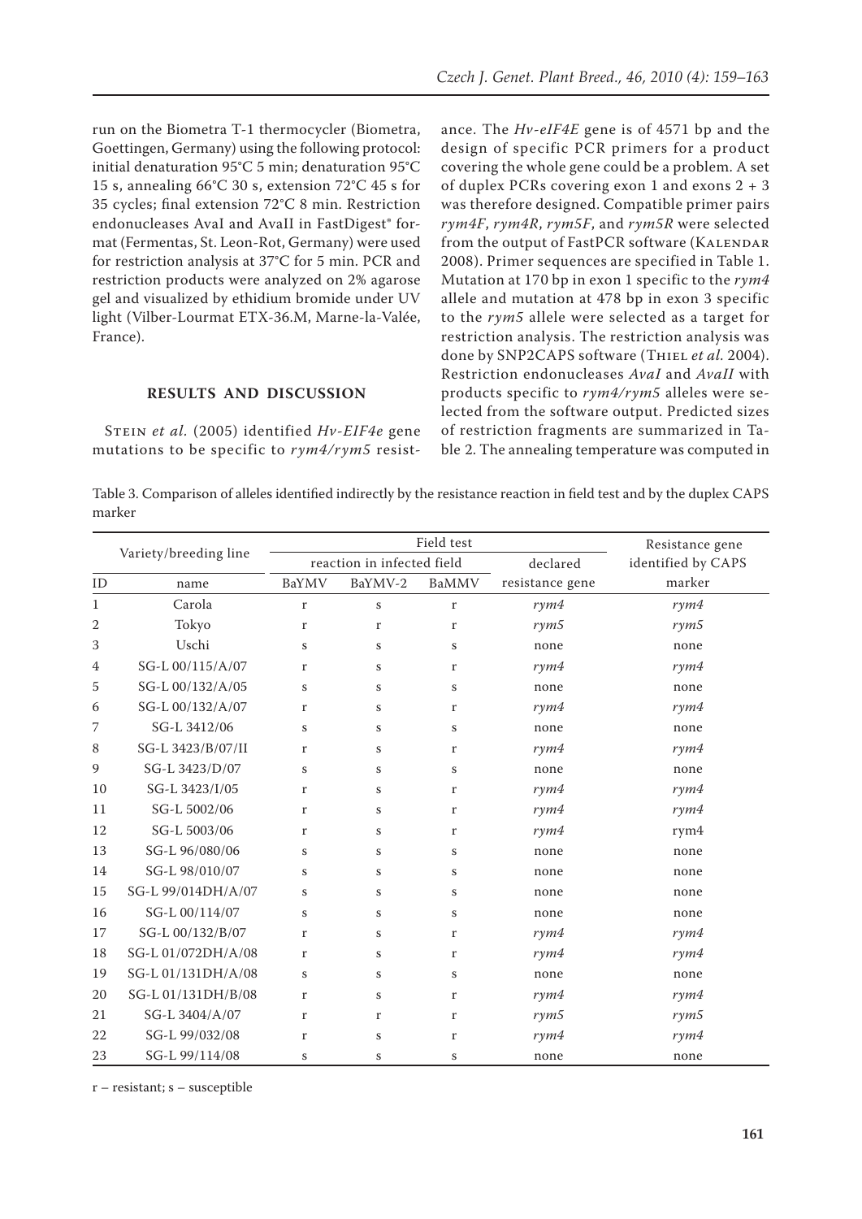run on the Biometra T-1 thermocycler (Biometra, Goettingen, Germany) using the following protocol: initial denaturation 95°C 5 min; denaturation 95°C 15 s, annealing 66°C 30 s, extension 72°C 45 s for 35 cycles; final extension 72°C 8 min. Restriction endonucleases AvaI and AvaII in FastDigest® format (Fermentas, St. Leon-Rot, Germany) were used for restriction analysis at 37°C for 5 min. PCR and restriction products were analyzed on 2% agarose gel and visualized by ethidium bromide under UV light (Vilber-Lourmat ETX-36.M, Marne-la-Valée, France).

## RESULTS AND DISCUSSION

Stein *et al.* (2005) identified *Hv-EIF4e* gene mutations to be specific to *rym4/rym5* resistance. The *Hv-eIF4E* gene is of 4571 bp and the design of specific PCR primers for a product covering the whole gene could be a problem. A set of duplex PCRs covering exon 1 and exons 2 + 3 was therefore designed. Compatible primer pairs *rym4F*, *rym4R*, *rym5F*, and *rym5R* were selected from the output of FastPCR software (Kalendar 2008). Primer sequences are specified in Table 1. Mutation at 170 bp in exon 1 specific to the *rym4* allele and mutation at 478 bp in exon 3 specific to the *rym5* allele were selected as a target for restriction analysis. The restriction analysis was done by SNP2CAPS software (Thiel *et al.* 2004). Restriction endonucleases *AvaI* and *AvaII* with products specific to *rym4/rym5* alleles were selected from the software output. Predicted sizes of restriction fragments are summarized in Table 2. The annealing temperature was computed in

Table 3. Comparison of alleles identified indirectly by the resistance reaction in field test and by the duplex CAPS marker

| Variety/breeding line | | Field test | | | | Resistance gene identified by CAPS marker |
|---|---|---|---|---|---|---|
| | | reaction in infected field | | | declared resistance gene | |
| ID | name | BaYMV | BaYMV-2 | BaMMV | | |
| 1 | Carola | r | s | r | *rym4* | *rym4* |
| 2 | Tokyo | r | r | r | *rym5* | *rym5* |
| 3 | Uschi | s | s | s | none | none |
| 4 | SG-L 00/115/A/07 | r | s | r | *rym4* | *rym4* |
| 5 | SG-L 00/132/A/05 | s | s | s | none | none |
| 6 | SG-L 00/132/A/07 | r | s | r | *rym4* | *rym4* |
| 7 | SG-L 3412/06 | s | s | s | none | none |
| 8 | SG-L 3423/B/07/II | r | s | r | *rym4* | *rym4* |
| 9 | SG-L 3423/D/07 | s | s | s | none | none |
| 10 | SG-L 3423/I/05 | r | s | r | *rym4* | *rym4* |
| 11 | SG-L 5002/06 | r | s | r | *rym4* | *rym4* |
| 12 | SG-L 5003/06 | r | s | r | *rym4* | rym4 |
| 13 | SG-L 96/080/06 | s | s | s | none | none |
| 14 | SG-L 98/010/07 | s | s | s | none | none |
| 15 | SG-L 99/014DH/A/07 | s | s | s | none | none |
| 16 | SG-L 00/114/07 | s | s | s | none | none |
| 17 | SG-L 00/132/B/07 | r | s | r | *rym4* | *rym4* |
| 18 | SG-L 01/072DH/A/08 | r | s | r | *rym4* | *rym4* |
| 19 | SG-L 01/131DH/A/08 | s | s | s | none | none |
| 20 | SG-L 01/131DH/B/08 | r | s | r | *rym4* | *rym4* |
| 21 | SG-L 3404/A/07 | r | r | r | *rym5* | *rym5* |
| 22 | SG-L 99/032/08 | r | s | r | *rym4* | *rym4* |
| 23 | SG-L 99/114/08 | s | s | s | none | none |

r – resistant; s – susceptible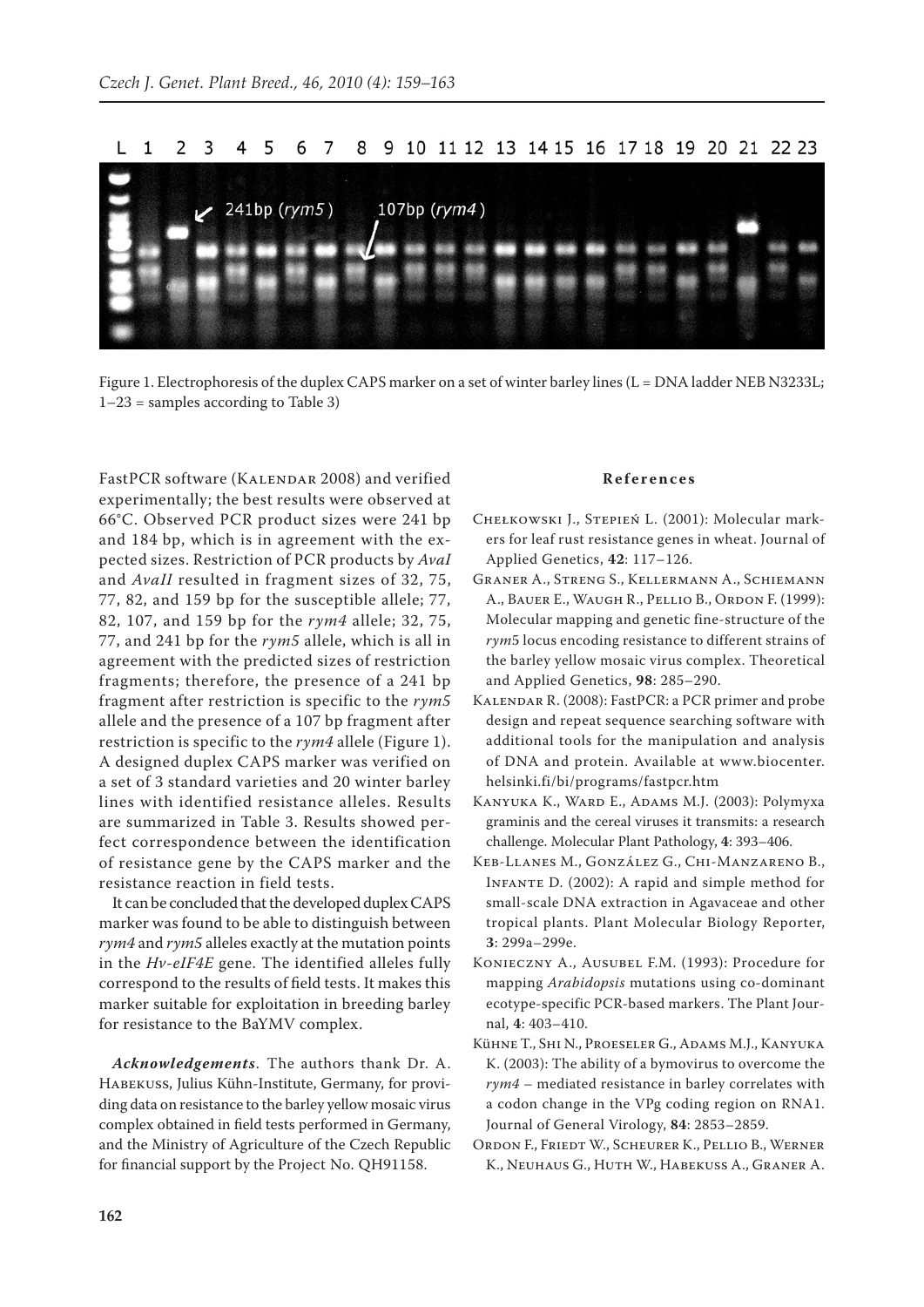Figure 1. Electrophoresis of the duplex CAPS marker on a set of winter barley lines (L = DNA ladder NEB N3233L; 1–23 = samples according to Table 3)

FastPCR software (Kalendar 2008) and verified experimentally; the best results were observed at 66°C. Observed PCR product sizes were 241 bp and 184 bp, which is in agreement with the expected sizes. Restriction of PCR products by *AvaI* and *AvaII* resulted in fragment sizes of 32, 75, 77, 82, and 159 bp for the susceptible allele; 77, 82, 107, and 159 bp for the *rym4* allele; 32, 75, 77, and 241 bp for the *rym5* allele, which is all in agreement with the predicted sizes of restriction fragments; therefore, the presence of a 241 bp fragment after restriction is specific to the *rym5* allele and the presence of a 107 bp fragment after restriction is specific to the *rym4* allele (Figure 1). A designed duplex CAPS marker was verified on a set of 3 standard varieties and 20 winter barley lines with identified resistance alleles. Results are summarized in Table 3. Results showed perfect correspondence between the identification of resistance gene by the CAPS marker and the resistance reaction in field tests.

It can be concluded that the developed duplex CAPS marker was found to be able to distinguish between *rym4* and *rym5* alleles exactly at the mutation points in the *Hv-eIF4E* gene. The identified alleles fully correspond to the results of field tests. It makes this marker suitable for exploitation in breeding barley for resistance to the BaYMV complex.

***Acknowledgements***. The authors thank Dr. A. Habekuss, Julius Kühn-Institute, Germany, for providing data on resistance to the barley yellow mosaic virus complex obtained in field tests performed in Germany, and the Ministry of Agriculture of the Czech Republic for financial support by the Project No. QH91158.

## References

Chełkowski J., Stepień L. (2001): Molecular markers for leaf rust resistance genes in wheat. Journal of Applied Genetics, **42**: 117–126.

Graner A., Streng S., Kellermann A., Schiemann A., Bauer E., Waugh R., Pellio B., Ordon F. (1999): Molecular mapping and genetic fine-structure of the *rym5* locus encoding resistance to different strains of the barley yellow mosaic virus complex. Theoretical and Applied Genetics, **98**: 285–290.

Kalendar R. (2008): FastPCR: a PCR primer and probe design and repeat sequence searching software with additional tools for the manipulation and analysis of DNA and protein. Available at www.biocenter.helsinki.fi/bi/programs/fastpcr.htm

Kanyuka K., Ward E., Adams M.J. (2003): Polymyxa graminis and the cereal viruses it transmits: a research challenge. Molecular Plant Pathology, **4**: 393–406.

Keb-Llanes M., González G., Chi-Manzareno B., Infante D. (2002): A rapid and simple method for small-scale DNA extraction in Agavaceae and other tropical plants. Plant Molecular Biology Reporter, **3**: 299a–299e.

Konieczny A., Ausubel F.M. (1993): Procedure for mapping *Arabidopsis* mutations using co-dominant ecotype-specific PCR-based markers. The Plant Journal, **4**: 403–410.

Kühne T., Shi N., Proeseler G., Adams M.J., Kanyuka K. (2003): The ability of a bymovirus to overcome the *rym4* – mediated resistance in barley correlates with a codon change in the VPg coding region on RNA1. Journal of General Virology, **84**: 2853–2859.

Ordon F., Friedt W., Scheurer K., Pellio B., Werner K., Neuhaus G., Huth W., Habekuss A., Graner A.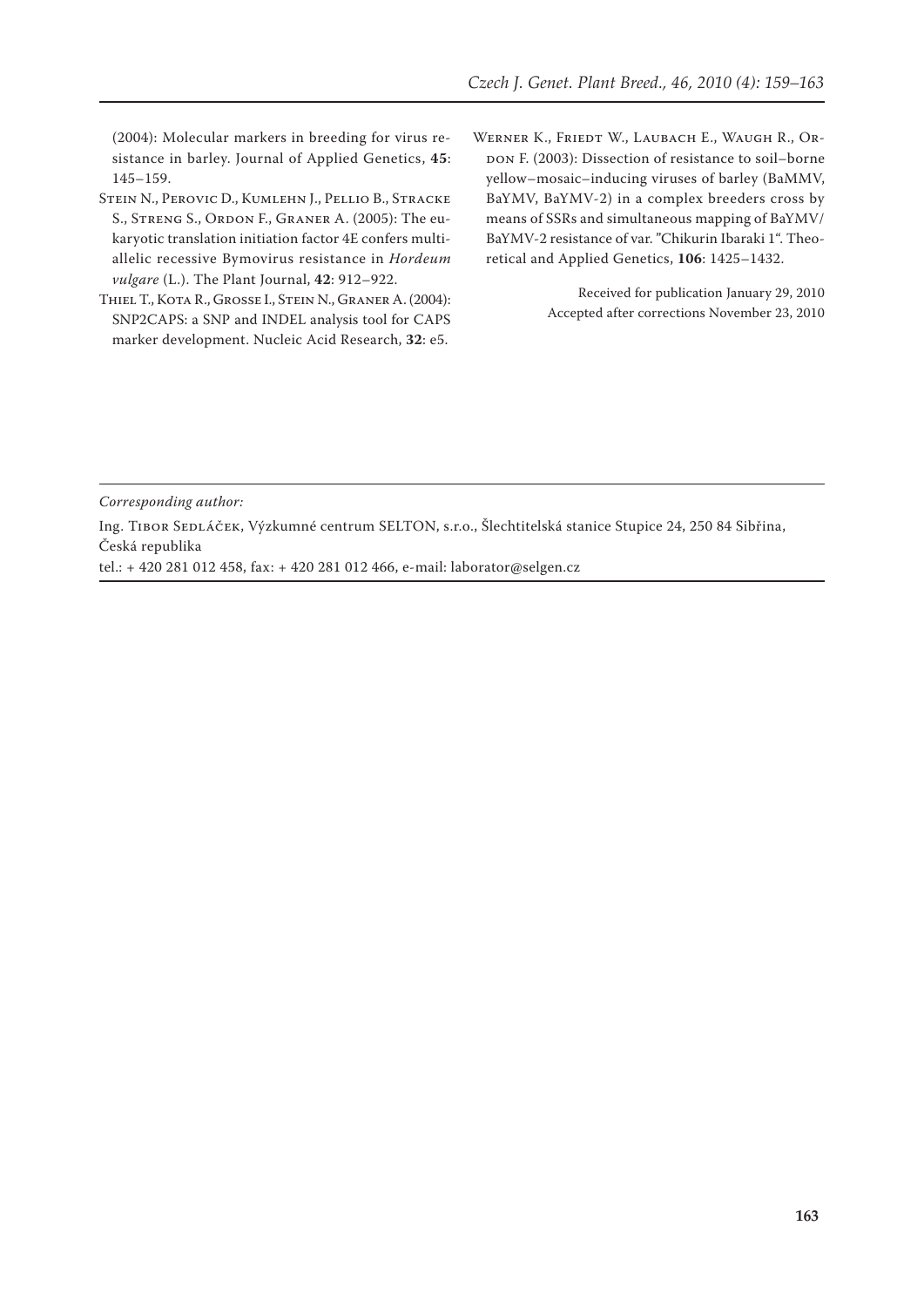(2004): Molecular markers in breeding for virus resistance in barley. Journal of Applied Genetics, **45**: 145–159.

Stein N., Perovic D., Kumlehn J., Pellio B., Stracke S., Streng S., Ordon F., Graner A. (2005): The eukaryotic translation initiation factor 4E confers multiallelic recessive Bymovirus resistance in *Hordeum vulgare* (L.). The Plant Journal, **42**: 912–922.

Thiel T., Kota R., Grosse I., Stein N., Graner A. (2004): SNP2CAPS: a SNP and INDEL analysis tool for CAPS marker development. Nucleic Acid Research, **32**: e5.

Werner K., Friedt W., Laubach E., Waugh R., Ordon F. (2003): Dissection of resistance to soil–borne yellow–mosaic–inducing viruses of barley (BaMMV, BaYMV, BaYMV-2) in a complex breeders cross by means of SSRs and simultaneous mapping of BaYMV/BaYMV-2 resistance of var. "Chikurin Ibaraki 1". Theoretical and Applied Genetics, **106**: 1425–1432.

Received for publication January 29, 2010
Accepted after corrections November 23, 2010

*Corresponding author:*

Ing. Tibor Sedláček, Výzkumné centrum SELTON, s.r.o., Šlechtitelská stanice Stupice 24, 250 84 Sibřina, Česká republika
tel.: + 420 281 012 458, fax: + 420 281 012 466, e-mail: laborator@selgen.cz